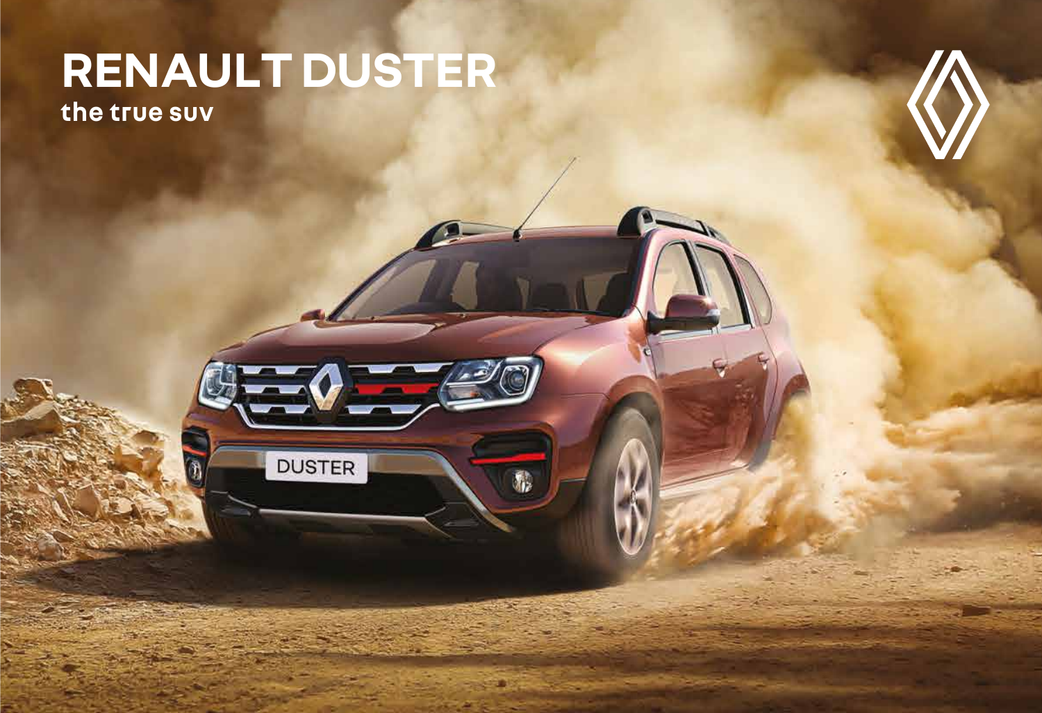# RENAULT DUSTER

the true suv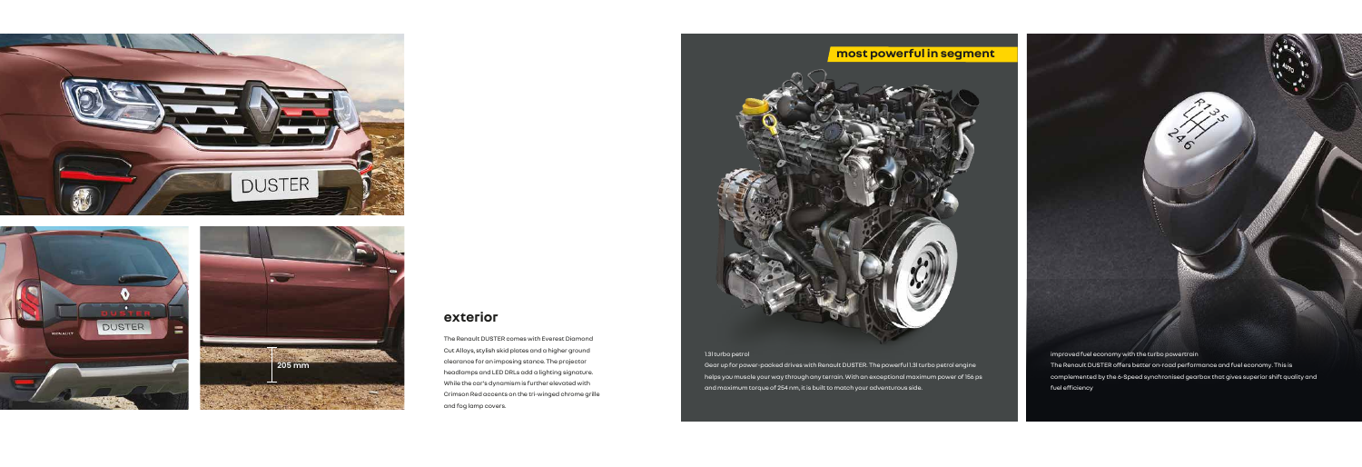## exterior

The Renault DUSTER comes with Everest Diamond Cut Alloys, stylish skid plates and a higher ground clearance for an imposing stance. The projector headlamps and LED DRLs add a lighting signature. While the car's dynamism is further elevated with Crimson Red accents on the tri-winged chrome grille and fog lamp covers.

205 mm

## most powerful in segment

1.3l turbo petrol

Gear up for power-packed drives with Renault DUSTER. The powerful 1.3l turbo petrol engine helps you muscle your way through any terrain. With an exceptional maximum power of 156 ps and maximum torque of 254 nm, it is built to match your adventurous side.

improved fuel economy with the turbo powertrain

The Renault DUSTER offers better on-road performance and fuel economy. This is complemented by the 6-Speed synchronised gearbox that gives superior shift quality and fuel efficiency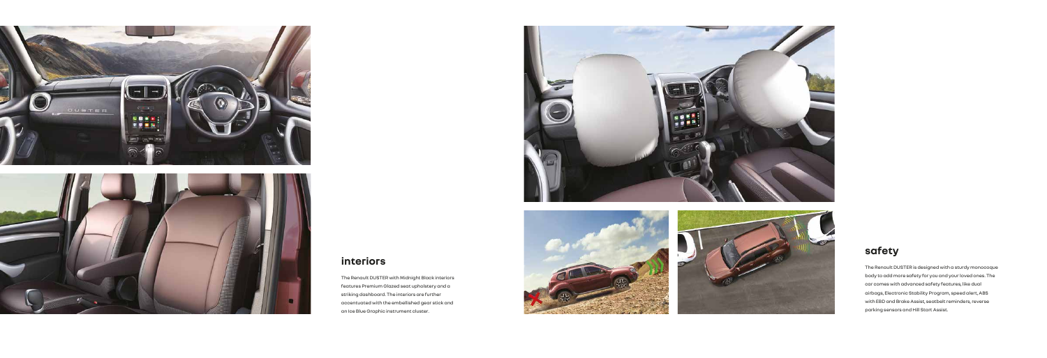## interiors

The Renault DUSTER with Midnight Black interiors features Premium Glazed seat upholstery and a striking dashboard. The interiors are further accentuated with the embellished gear stick and an Ice Blue Graphic instrument cluster.

## safety

The Renault DUSTER is designed with a sturdy monocoque body to add more safety for you and your loved ones. The car comes with advanced safety features, like dual airbags, Electronic Stability Program, speed alert, ABS with EBD and Brake Assist, seatbelt reminders, reverse parking sensors and Hill Start Assist.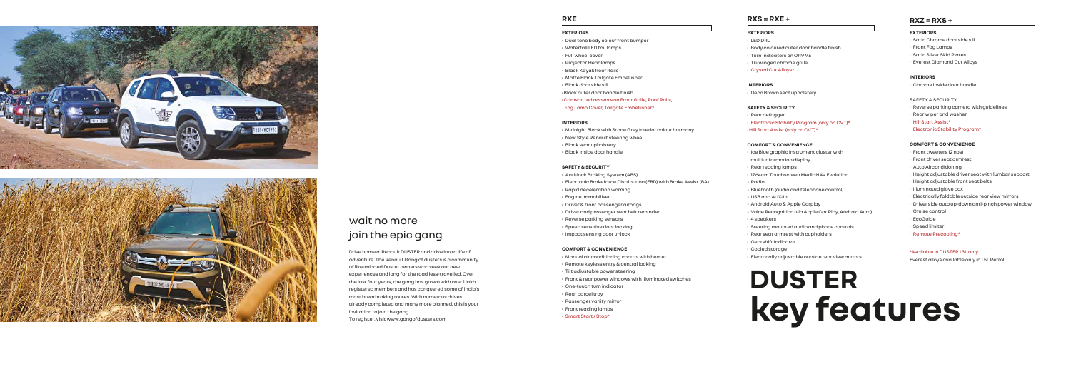## wait no more join the epic gang

Drive home a Renault DUSTER and drive into a life of adventure. The Renault Gang of dusters is a community of like-minded Duster owners who seek out new experiences and long for the road less-travelled. Over the last four years, the gang has grown with over 1 lakh registered members and has conquered some of India's most breathtaking routes. With numerous drives already completed and many more planned, this is your invitation to join the gang.
To register, visit www.gangofdusters.com

## RXE

**EXTERIORS**

- Dual tone body colour front bumper
- Waterfall LED tail lamps
- Full wheel cover
- Projector Headlamps
- Black Kayak Roof Rails
- Matte Black Tailgate Embellisher
- Black door side sill
- Black outer door handle finish
- Crimson red accents on Front Grille, Roof Rails, Fog Lamp Cover, Tailgate Embellisher*

**INTERIORS**

- Midnight Black with Stone Grey interior colour harmony
- New Style Renault steering wheel
- Black seat upholstery
- Black inside door handle

**SAFETY & SECURITY**

- Anti-lock Braking System (ABS)
- Electronic Brakeforce Distribution (EBD) with Brake Assist (BA)
- Rapid deceleration warning
- Engine immobiliser
- Driver & front passenger airbags
- Driver and passenger seat belt reminder
- Reverse parking sensors
- Speed sensitive door locking
- Impact sensing door unlock

**COMFORT & CONVENIENCE**

- Manual air conditioning control with heater
- Remote keyless entry & central locking
- Tilt adjustable power steering
- Front & rear power windows with illuminated switches
- One-touch turn indicator
- Rear parcel tray
- Passenger vanity mirror
- Front reading lamps
- Smart Start / Stop*

## RXS = RXE +

**EXTERIORS**

- LED DRL
- Body coloured outer door handle finish
- Turn indicators on ORVMs
- Tri-winged chrome grille
- Crystal Cut Alloys*

**INTERIORS**

- Deco Brown seat upholstery

**SAFETY & SECURITY**

- Rear defogger
- Electronic Stability Program (only on CVT)*
- Hill Start Assist (only on CVT)*

**COMFORT & CONVENIENCE**

- Ice Blue graphic instrument cluster with multi-information display
- Rear reading lamps
- 17.64cm Touchscreen MediaNAV Evolution
- Radio
- Bluetooth (audio and telephone control)
- USB and AUX-In
- Android Auto & Apple Carplay
- Voice Recognition (via Apple Car Play, Android Auto)
- 4 speakers
- Steering mounted audio and phone controls
- Rear seat armrest with cupholders
- Gearshift Indicator
- Cooled storage
- Electrically adjustable outside rear view mirrors

# DUSTER key features

## RXZ = RXS +

**EXTERIORS**

- Satin Chrome door side sill
- Front Fog Lamps
- Satin Silver Skid Plates
- Everest Diamond Cut Alloys

**INTERIORS**

- Chrome inside door handle

SAFETY & SECURITY

- Reverse parking camera with guidelines
- Rear wiper and washer
- Hill Start Assist*
- Electronic Stability Program*

**COMFORT & CONVENIENCE**

- Front tweeters (2 nos)
- Front driver seat armrest
- Auto Airconditioning
- Height adjustable driver seat with lumbar support
- Height adjustable front seat belts
- Illuminated glove box
- Electrically foldable outside rear view mirrors
- Driver side auto up-down anti-pinch power window
- Cruise control
- EcoGuide
- Speed limiter
- Remote Precooling*

*Available in DUSTER 1.3L only
Everest alloys available only in 1.5L Petrol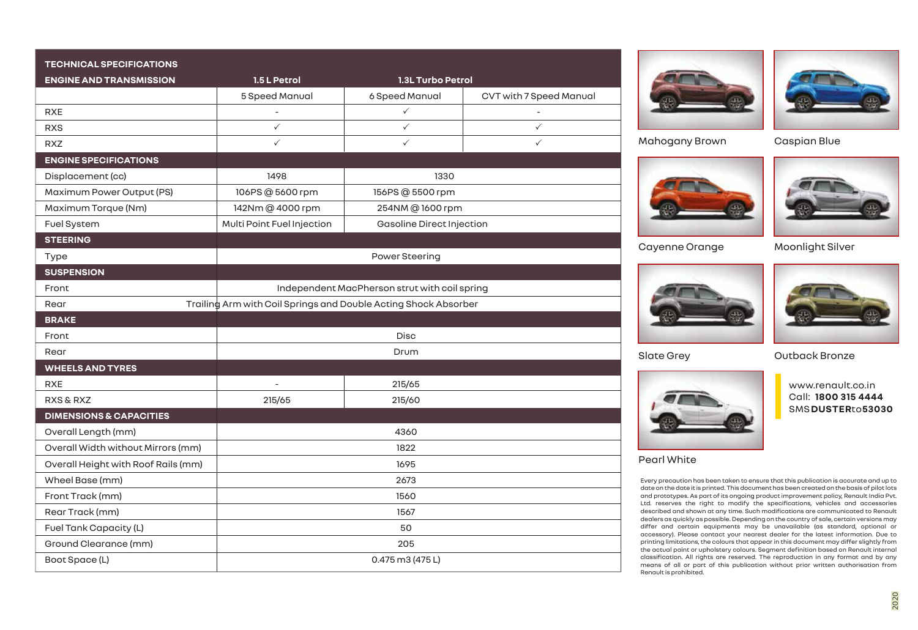| TECHNICAL SPECIFICATIONS ENGINE AND TRANSMISSION | 1.5 L Petrol | 1.3L Turbo Petrol | |
|---|---|---|---|
| | 5 Speed Manual | 6 Speed Manual | CVT with 7 Speed Manual |
| RXE | - | ✓ | - |
| RXS | ✓ | ✓ | ✓ |
| RXZ | ✓ | ✓ | ✓ |
| **ENGINE SPECIFICATIONS** | | | |
| Displacement (cc) | 1498 | 1330 | |
| Maximum Power Output (PS) | 106PS @ 5600 rpm | 156PS @ 5500 rpm | |
| Maximum Torque (Nm) | 142Nm @ 4000 rpm | 254NM @ 1600 rpm | |
| Fuel System | Multi Point Fuel Injection | Gasoline Direct Injection | |
| **STEERING** | | | |
| Type | Power Steering | | |
| **SUSPENSION** | | | |
| Front | Independent MacPherson strut with coil spring | | |
| Rear | Trailing Arm with Coil Springs and Double Acting Shock Absorber | | |
| **BRAKE** | | | |
| Front | Disc | | |
| Rear | Drum | | |
| **WHEELS AND TYRES** | | | |
| RXE | - | 215/65 | |
| RXS & RXZ | 215/65 | 215/60 | |
| **DIMENSIONS & CAPACITIES** | | | |
| Overall Length (mm) | 4360 | | |
| Overall Width without Mirrors (mm) | 1822 | | |
| Overall Height with Roof Rails (mm) | 1695 | | |
| Wheel Base (mm) | 2673 | | |
| Front Track (mm) | 1560 | | |
| Rear Track (mm) | 1567 | | |
| Fuel Tank Capacity (L) | 50 | | |
| Ground Clearance (mm) | 205 | | |
| Boot Space (L) | 0.475 m3 (475 L) | | |

Mahogany Brown

Caspian Blue

Cayenne Orange

Moonlight Silver

Slate Grey

Outback Bronze

Pearl White

www.renault.co.in
Call: **1800 315 4444**
SMS **DUSTER** to **53030**

Every precaution has been taken to ensure that this publication is accurate and up to date on the date it is printed. This document has been created on the basis of pilot lots and prototypes. As part of its ongoing product improvement policy, Renault India Pvt. Ltd. reserves the right to modify the specifications, vehicles and accessories described and shown at any time. Such modifications are communicated to Renault dealers as quickly as possible. Depending on the country of sale, certain versions may differ and certain equipments may be unavailable (as standard, optional or accessory). Please contact your nearest dealer for the latest information. Due to printing limitations, the colours that appear in this document may differ slightly from the actual paint or upholstery colours. Segment definition based on Renault internal classification. All rights are reserved. The reproduction in any format and by any means of all or part of this publication without prior written authorisation from Renault is prohibited.

2020